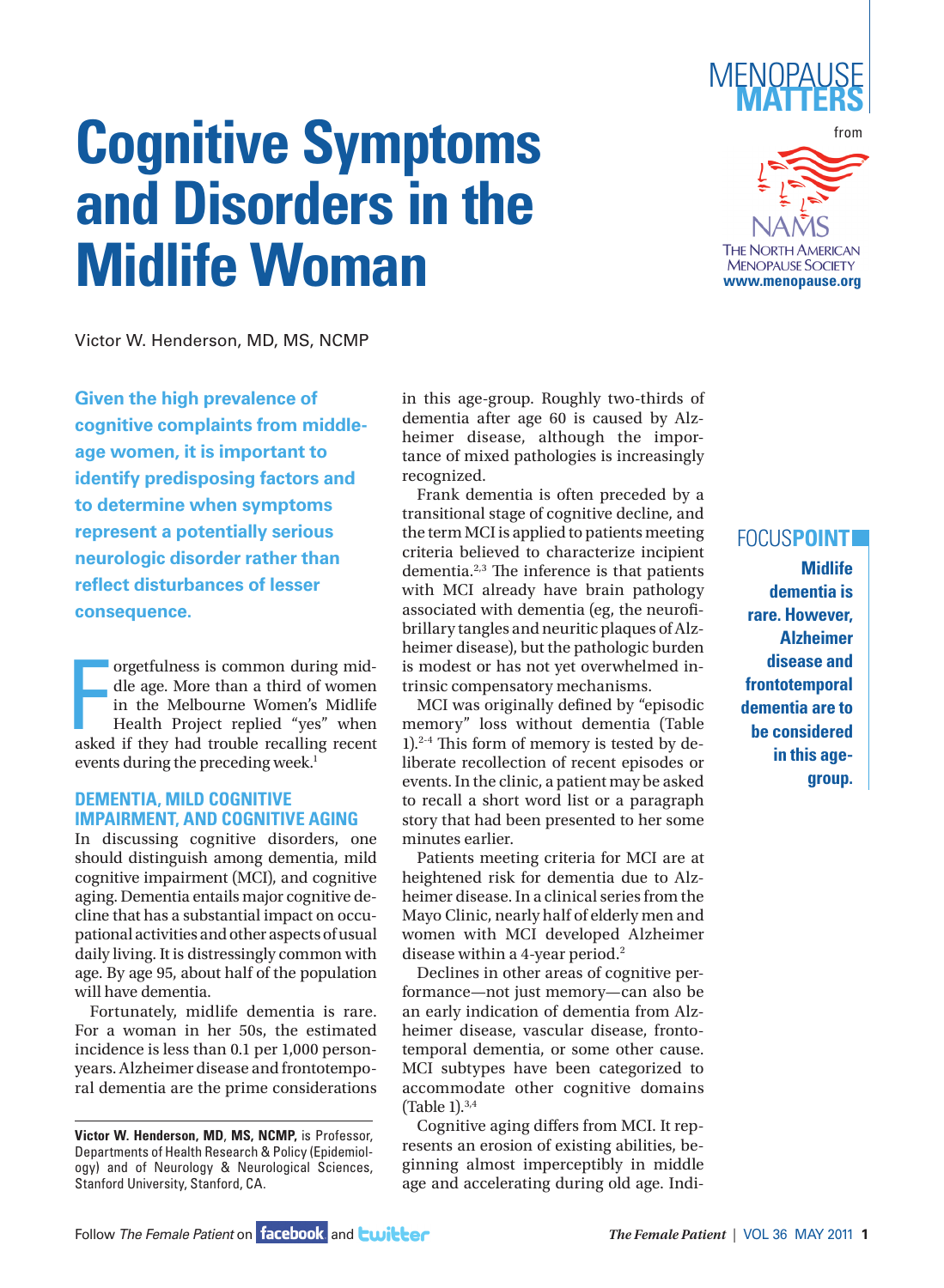# Cognitive Symptoms and Disorders in the Midlife Woman

Victor W. Henderson, MD, MS, NCMP

**Given the high prevalence of cognitive complaints from middle-age women, it is important to identify predisposing factors and to determine when symptoms represent a potentially serious neurologic disorder rather than reflect disturbances of lesser consequence.**

Forgetfulness is common during middle age. More than a third of women in the Melbourne Women's Midlife Health Project replied "yes" when asked if they had trouble recalling recent events during the preceding week.[1]

## DEMENTIA, MILD COGNITIVE IMPAIRMENT, AND COGNITIVE AGING

In discussing cognitive disorders, one should distinguish among dementia, mild cognitive impairment (MCI), and cognitive aging. Dementia entails major cognitive decline that has a substantial impact on occupational activities and other aspects of usual daily living. It is distressingly common with age. By age 95, about half of the population will have dementia.

Fortunately, midlife dementia is rare. For a woman in her 50s, the estimated incidence is less than 0.1 per 1,000 person-years. Alzheimer disease and frontotemporal dementia are the prime considerations in this age-group. Roughly two-thirds of dementia after age 60 is caused by Alzheimer disease, although the importance of mixed pathologies is increasingly recognized.

Frank dementia is often preceded by a transitional stage of cognitive decline, and the term MCI is applied to patients meeting criteria believed to characterize incipient dementia.[2,3] The inference is that patients with MCI already have brain pathology associated with dementia (eg, the neurofibrillary tangles and neuritic plaques of Alzheimer disease), but the pathologic burden is modest or has not yet overwhelmed intrinsic compensatory mechanisms.

MCI was originally defined by "episodic memory" loss without dementia (Table 1).[2-4] This form of memory is tested by deliberate recollection of recent episodes or events. In the clinic, a patient may be asked to recall a short word list or a paragraph story that had been presented to her some minutes earlier.

Patients meeting criteria for MCI are at heightened risk for dementia due to Alzheimer disease. In a clinical series from the Mayo Clinic, nearly half of elderly men and women with MCI developed Alzheimer disease within a 4-year period.[2]

Declines in other areas of cognitive performance—not just memory—can also be an early indication of dementia from Alzheimer disease, vascular disease, frontotemporal dementia, or some other cause. MCI subtypes have been categorized to accommodate other cognitive domains (Table 1).[3,4]

Cognitive aging differs from MCI. It represents an erosion of existing abilities, beginning almost imperceptibly in middle age and accelerating during old age. Indi-

**FOCUSPOINT**

**Midlife dementia is rare. However, Alzheimer disease and frontotemporal dementia are to be considered in this age-group.**

**Victor W. Henderson, MD, MS, NCMP,** is Professor, Departments of Health Research & Policy (Epidemiology) and of Neurology & Neurological Sciences, Stanford University, Stanford, CA.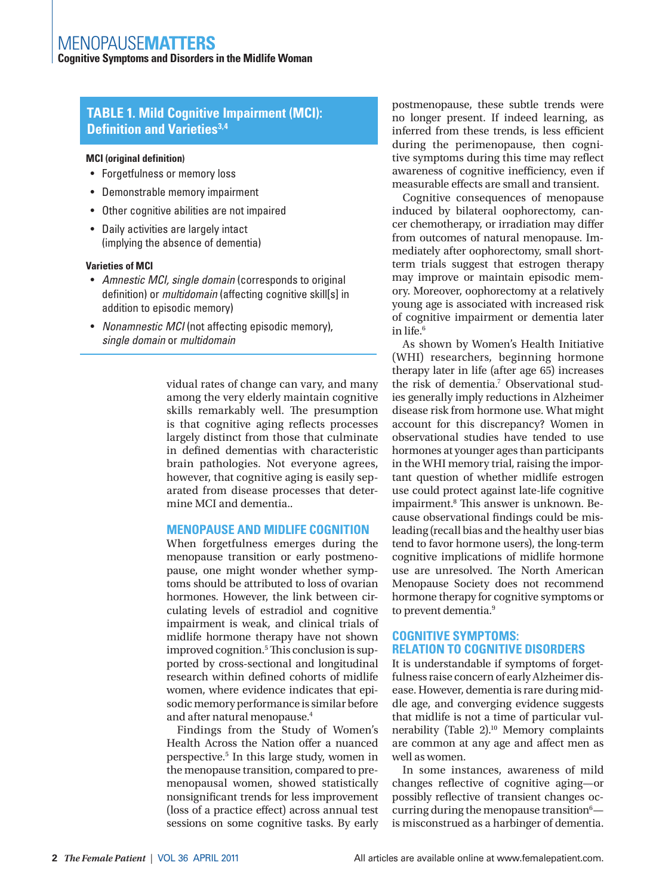## TABLE 1. Mild Cognitive Impairment (MCI): Definition and Varieties[3,4]

**MCI (original definition)**

- Forgetfulness or memory loss
- Demonstrable memory impairment
- Other cognitive abilities are not impaired
- Daily activities are largely intact (implying the absence of dementia)

**Varieties of MCI**

- *Amnestic MCI, single domain* (corresponds to original definition) or *multidomain* (affecting cognitive skill[s] in addition to episodic memory)
- *Nonamnestic MCI* (not affecting episodic memory), *single domain* or *multidomain*

vidual rates of change can vary, and many among the very elderly maintain cognitive skills remarkably well. The presumption is that cognitive aging reflects processes largely distinct from those that culminate in defined dementias with characteristic brain pathologies. Not everyone agrees, however, that cognitive aging is easily separated from disease processes that determine MCI and dementia..

## MENOPAUSE AND MIDLIFE COGNITION

When forgetfulness emerges during the menopause transition or early postmenopause, one might wonder whether symptoms should be attributed to loss of ovarian hormones. However, the link between circulating levels of estradiol and cognitive impairment is weak, and clinical trials of midlife hormone therapy have not shown improved cognition.[5] This conclusion is supported by cross-sectional and longitudinal research within defined cohorts of midlife women, where evidence indicates that episodic memory performance is similar before and after natural menopause.[4]

Findings from the Study of Women's Health Across the Nation offer a nuanced perspective.[5] In this large study, women in the menopause transition, compared to premenopausal women, showed statistically nonsignificant trends for less improvement (loss of a practice effect) across annual test sessions on some cognitive tasks. By early postmenopause, these subtle trends were no longer present. If indeed learning, as inferred from these trends, is less efficient during the perimenopause, then cognitive symptoms during this time may reflect awareness of cognitive inefficiency, even if measurable effects are small and transient.

Cognitive consequences of menopause induced by bilateral oophorectomy, cancer chemotherapy, or irradiation may differ from outcomes of natural menopause. Immediately after oophorectomy, small short-term trials suggest that estrogen therapy may improve or maintain episodic memory. Moreover, oophorectomy at a relatively young age is associated with increased risk of cognitive impairment or dementia later in life.[6]

As shown by Women's Health Initiative (WHI) researchers, beginning hormone therapy later in life (after age 65) increases the risk of dementia.[7] Observational studies generally imply reductions in Alzheimer disease risk from hormone use. What might account for this discrepancy? Women in observational studies have tended to use hormones at younger ages than participants in the WHI memory trial, raising the important question of whether midlife estrogen use could protect against late-life cognitive impairment.[8] This answer is unknown. Because observational findings could be misleading (recall bias and the healthy user bias tend to favor hormone users), the long-term cognitive implications of midlife hormone use are unresolved. The North American Menopause Society does not recommend hormone therapy for cognitive symptoms or to prevent dementia.[9]

## COGNITIVE SYMPTOMS: RELATION TO COGNITIVE DISORDERS

It is understandable if symptoms of forgetfulness raise concern of early Alzheimer disease. However, dementia is rare during middle age, and converging evidence suggests that midlife is not a time of particular vulnerability (Table 2).[10] Memory complaints are common at any age and affect men as well as women.

In some instances, awareness of mild changes reflective of cognitive aging—or possibly reflective of transient changes occurring during the menopause transition[6]—is misconstrued as a harbinger of dementia.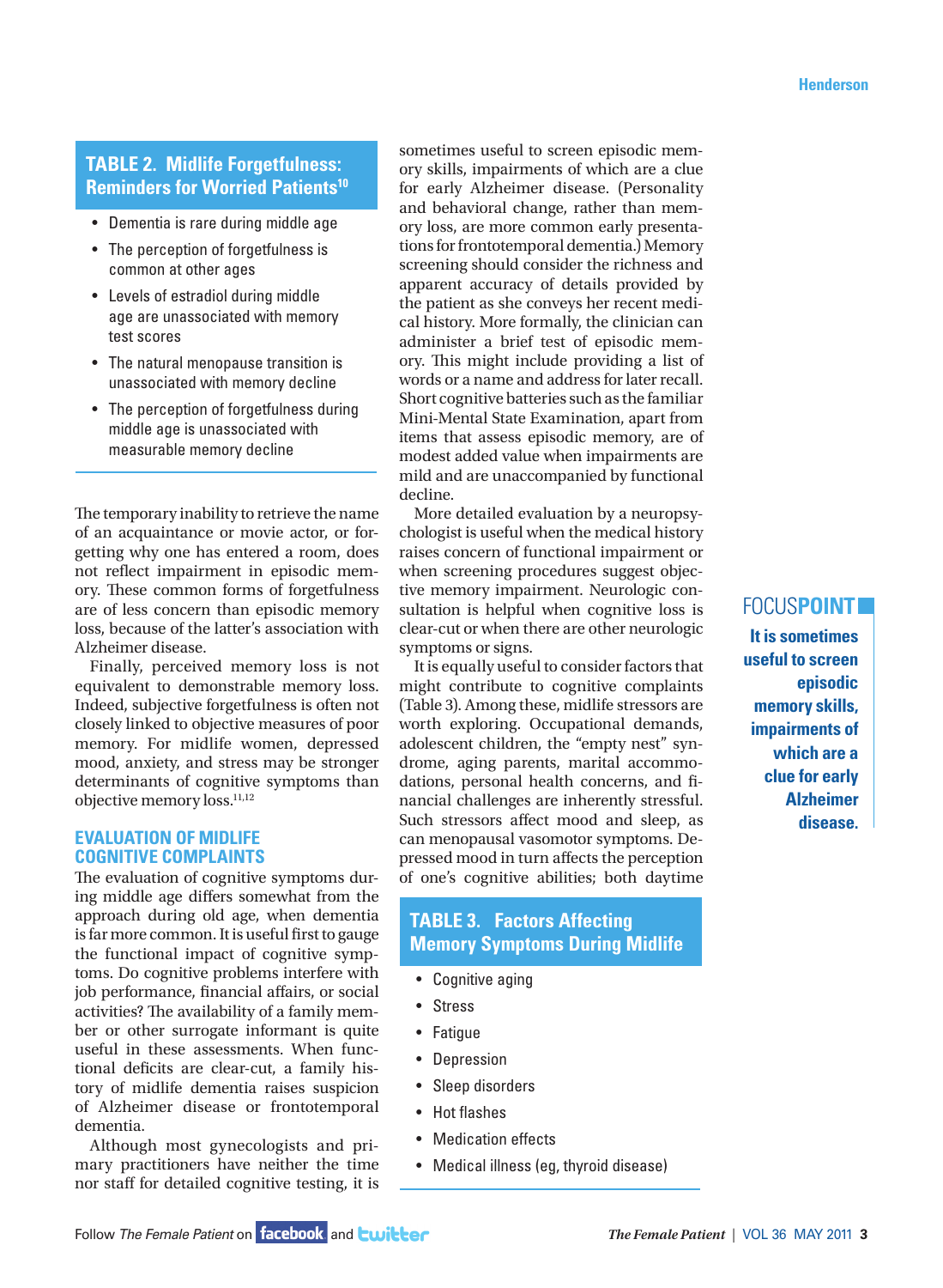**TABLE 2. Midlife Forgetfulness: Reminders for Worried Patients[10]**

- Dementia is rare during middle age
- The perception of forgetfulness is common at other ages
- Levels of estradiol during middle age are unassociated with memory test scores
- The natural menopause transition is unassociated with memory decline
- The perception of forgetfulness during middle age is unassociated with measurable memory decline

The temporary inability to retrieve the name of an acquaintance or movie actor, or forgetting why one has entered a room, does not reflect impairment in episodic memory. These common forms of forgetfulness are of less concern than episodic memory loss, because of the latter's association with Alzheimer disease.

Finally, perceived memory loss is not equivalent to demonstrable memory loss. Indeed, subjective forgetfulness is often not closely linked to objective measures of poor memory. For midlife women, depressed mood, anxiety, and stress may be stronger determinants of cognitive symptoms than objective memory loss.[11,12]

## EVALUATION OF MIDLIFE COGNITIVE COMPLAINTS

The evaluation of cognitive symptoms during middle age differs somewhat from the approach during old age, when dementia is far more common. It is useful first to gauge the functional impact of cognitive symptoms. Do cognitive problems interfere with job performance, financial affairs, or social activities? The availability of a family member or other surrogate informant is quite useful in these assessments. When functional deficits are clear-cut, a family history of midlife dementia raises suspicion of Alzheimer disease or frontotemporal dementia.

Although most gynecologists and primary practitioners have neither the time nor staff for detailed cognitive testing, it is sometimes useful to screen episodic memory skills, impairments of which are a clue for early Alzheimer disease. (Personality and behavioral change, rather than memory loss, are more common early presentations for frontotemporal dementia.) Memory screening should consider the richness and apparent accuracy of details provided by the patient as she conveys her recent medical history. More formally, the clinician can administer a brief test of episodic memory. This might include providing a list of words or a name and address for later recall. Short cognitive batteries such as the familiar Mini-Mental State Examination, apart from items that assess episodic memory, are of modest added value when impairments are mild and are unaccompanied by functional decline.

More detailed evaluation by a neuropsychologist is useful when the medical history raises concern of functional impairment or when screening procedures suggest objective memory impairment. Neurologic consultation is helpful when cognitive loss is clear-cut or when there are other neurologic symptoms or signs.

It is equally useful to consider factors that might contribute to cognitive complaints (Table 3). Among these, midlife stressors are worth exploring. Occupational demands, adolescent children, the "empty nest" syndrome, aging parents, marital accommodations, personal health concerns, and financial challenges are inherently stressful. Such stressors affect mood and sleep, as can menopausal vasomotor symptoms. Depressed mood in turn affects the perception of one's cognitive abilities; both daytime

**FOCUSPOINT**

**It is sometimes useful to screen episodic memory skills, impairments of which are a clue for early Alzheimer disease.**

**TABLE 3. Factors Affecting Memory Symptoms During Midlife**

- Cognitive aging
- Stress
- Fatigue
- Depression
- Sleep disorders
- Hot flashes
- Medication effects
- Medical illness (eg, thyroid disease)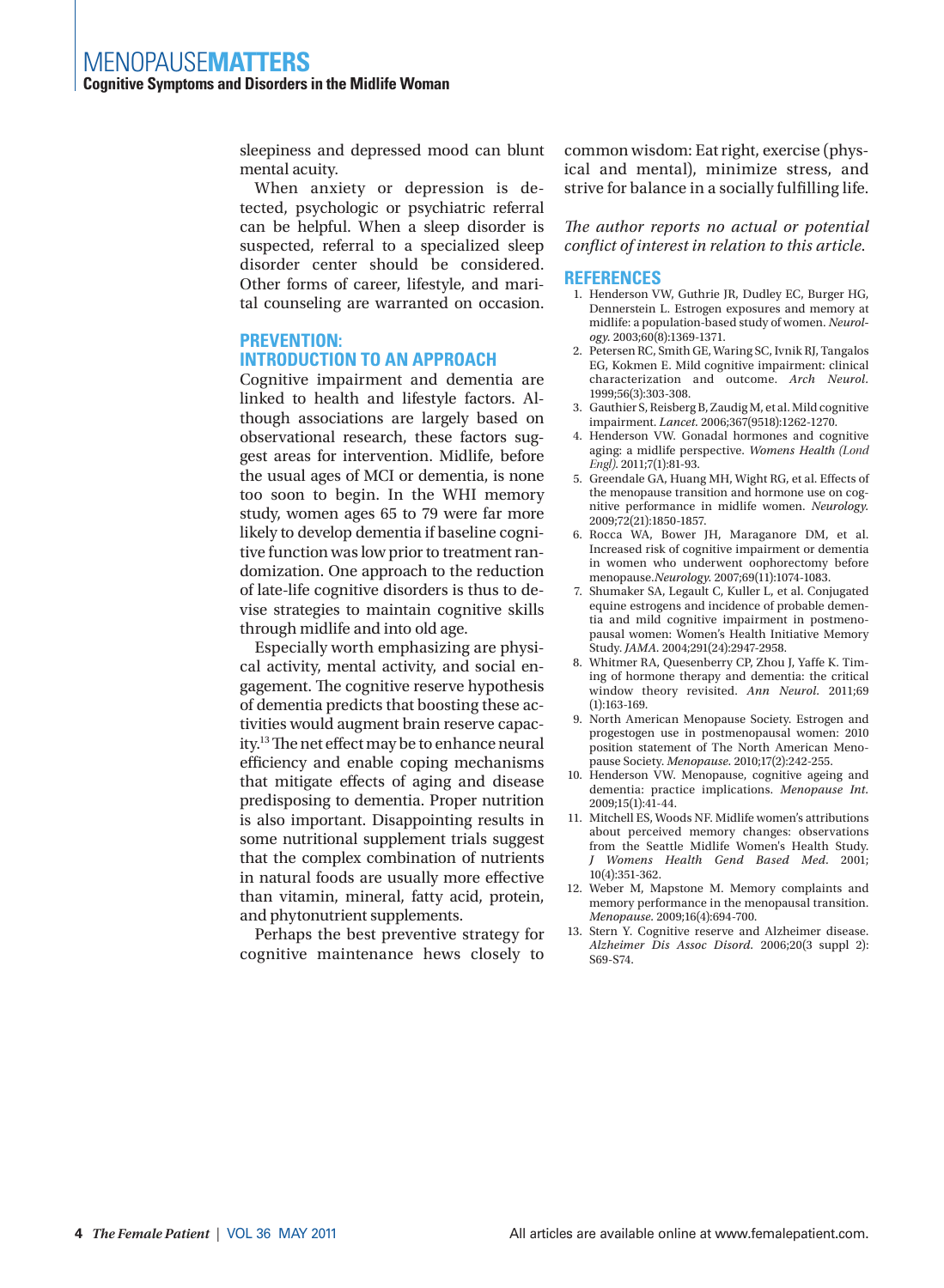sleepiness and depressed mood can blunt mental acuity.

When anxiety or depression is detected, psychologic or psychiatric referral can be helpful. When a sleep disorder is suspected, referral to a specialized sleep disorder center should be considered. Other forms of career, lifestyle, and marital counseling are warranted on occasion.

## PREVENTION: INTRODUCTION TO AN APPROACH

Cognitive impairment and dementia are linked to health and lifestyle factors. Although associations are largely based on observational research, these factors suggest areas for intervention. Midlife, before the usual ages of MCI or dementia, is none too soon to begin. In the WHI memory study, women ages 65 to 79 were far more likely to develop dementia if baseline cognitive function was low prior to treatment randomization. One approach to the reduction of late-life cognitive disorders is thus to devise strategies to maintain cognitive skills through midlife and into old age.

Especially worth emphasizing are physical activity, mental activity, and social engagement. The cognitive reserve hypothesis of dementia predicts that boosting these activities would augment brain reserve capacity.[13] The net effect may be to enhance neural efficiency and enable coping mechanisms that mitigate effects of aging and disease predisposing to dementia. Proper nutrition is also important. Disappointing results in some nutritional supplement trials suggest that the complex combination of nutrients in natural foods are usually more effective than vitamin, mineral, fatty acid, protein, and phytonutrient supplements.

Perhaps the best preventive strategy for cognitive maintenance hews closely to common wisdom: Eat right, exercise (physical and mental), minimize stress, and strive for balance in a socially fulfilling life.

*The author reports no actual or potential conflict of interest in relation to this article.*

## REFERENCES

1. Henderson VW, Guthrie JR, Dudley EC, Burger HG, Dennerstein L. Estrogen exposures and memory at midlife: a population-based study of women. *Neurology.* 2003;60(8):1369-1371.
2. Petersen RC, Smith GE, Waring SC, Ivnik RJ, Tangalos EG, Kokmen E. Mild cognitive impairment: clinical characterization and outcome. *Arch Neurol.* 1999;56(3):303-308.
3. Gauthier S, Reisberg B, Zaudig M, et al. Mild cognitive impairment. *Lancet.* 2006;367(9518):1262-1270.
4. Henderson VW. Gonadal hormones and cognitive aging: a midlife perspective. *Womens Health (Lond Engl).* 2011;7(1):81-93.
5. Greendale GA, Huang MH, Wight RG, et al. Effects of the menopause transition and hormone use on cognitive performance in midlife women. *Neurology.* 2009;72(21):1850-1857.
6. Rocca WA, Bower JH, Maraganore DM, et al. Increased risk of cognitive impairment or dementia in women who underwent oophorectomy before menopause. *Neurology.* 2007;69(11):1074-1083.
7. Shumaker SA, Legault C, Kuller L, et al. Conjugated equine estrogens and incidence of probable dementia and mild cognitive impairment in postmenopausal women: Women's Health Initiative Memory Study. *JAMA.* 2004;291(24):2947-2958.
8. Whitmer RA, Quesenberry CP, Zhou J, Yaffe K. Timing of hormone therapy and dementia: the critical window theory revisited. *Ann Neurol.* 2011;69(1):163-169.
9. North American Menopause Society. Estrogen and progestogen use in postmenopausal women: 2010 position statement of The North American Menopause Society. *Menopause.* 2010;17(2):242-255.
10. Henderson VW. Menopause, cognitive ageing and dementia: practice implications. *Menopause Int.* 2009;15(1):41-44.
11. Mitchell ES, Woods NF. Midlife women's attributions about perceived memory changes: observations from the Seattle Midlife Women's Health Study. *J Womens Health Gend Based Med.* 2001;10(4):351-362.
12. Weber M, Mapstone M. Memory complaints and memory performance in the menopausal transition. *Menopause.* 2009;16(4):694-700.
13. Stern Y. Cognitive reserve and Alzheimer disease. *Alzheimer Dis Assoc Disord.* 2006;20(3 suppl 2):S69-S74.